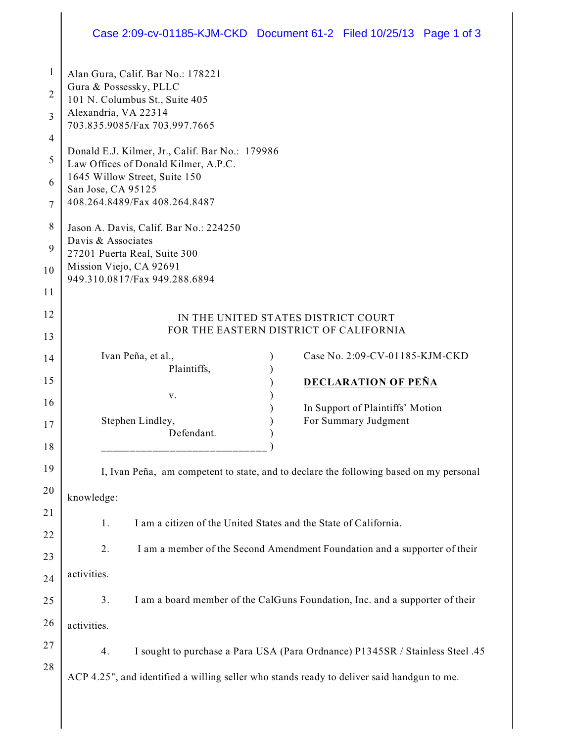Alan Gura, Calif. Bar No.: 178221
Gura & Possessky, PLLC
101 N. Columbus St., Suite 405
Alexandria, VA 22314
703.835.9085/Fax 703.997.7665

Donald E.J. Kilmer, Jr., Calif. Bar No.: 179986
Law Offices of Donald Kilmer, A.P.C.
1645 Willow Street, Suite 150
San Jose, CA 95125
408.264.8489/Fax 408.264.8487

Jason A. Davis, Calif. Bar No.: 224250
Davis & Associates
27201 Puerta Real, Suite 300
Mission Viejo, CA 92691
949.310.0817/Fax 949.288.6894

IN THE UNITED STATES DISTRICT COURT
FOR THE EASTERN DISTRICT OF CALIFORNIA

| | | |
|---|---|---|
| Ivan Peña, et al., Plaintiffs, | ) | Case No. 2:09-CV-01185-KJM-CKD |
| v. | ) | **DECLARATION OF PEÑA** |
| Stephen Lindley, Defendant. | ) | In Support of Plaintiffs' Motion For Summary Judgment |

I, Ivan Peña, am competent to state, and to declare the following based on my personal knowledge:

1. I am a citizen of the United States and the State of California.

2. I am a member of the Second Amendment Foundation and a supporter of their activities.

3. I am a board member of the CalGuns Foundation, Inc. and a supporter of their activities.

4. I sought to purchase a Para USA (Para Ordnance) P1345SR / Stainless Steel .45 ACP 4.25", and identified a willing seller who stands ready to deliver said handgun to me.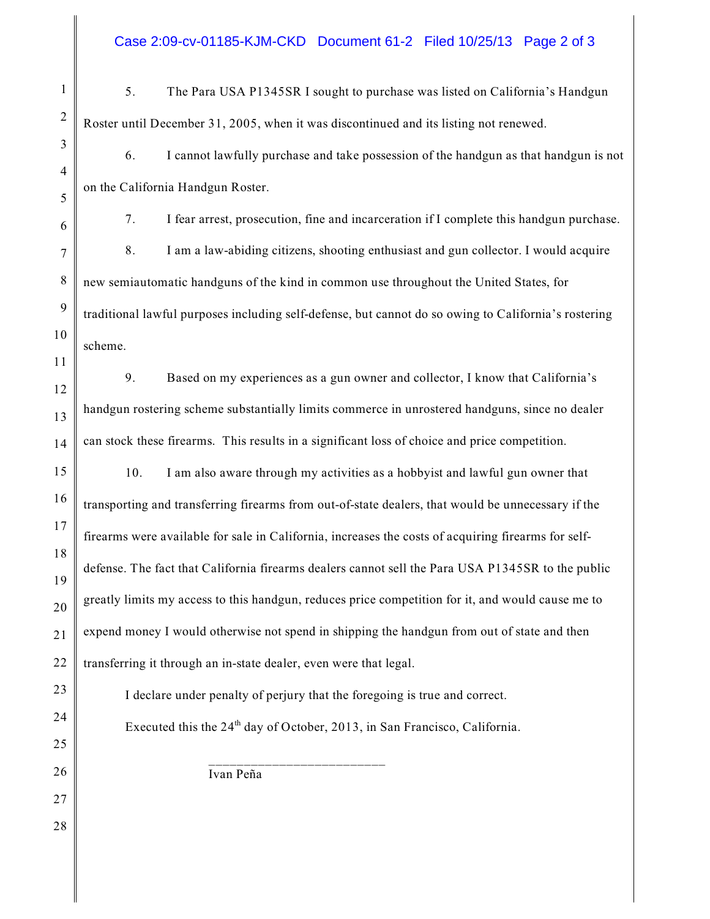5. The Para USA P1345SR I sought to purchase was listed on California's Handgun Roster until December 31, 2005, when it was discontinued and its listing not renewed.

6. I cannot lawfully purchase and take possession of the handgun as that handgun is not on the California Handgun Roster.

7. I fear arrest, prosecution, fine and incarceration if I complete this handgun purchase.

8. I am a law-abiding citizens, shooting enthusiast and gun collector. I would acquire new semiautomatic handguns of the kind in common use throughout the United States, for traditional lawful purposes including self-defense, but cannot do so owing to California's rostering scheme.

9. Based on my experiences as a gun owner and collector, I know that California's handgun rostering scheme substantially limits commerce in unrostered handguns, since no dealer can stock these firearms. This results in a significant loss of choice and price competition.

10. I am also aware through my activities as a hobbyist and lawful gun owner that transporting and transferring firearms from out-of-state dealers, that would be unnecessary if the firearms were available for sale in California, increases the costs of acquiring firearms for self-defense. The fact that California firearms dealers cannot sell the Para USA P1345SR to the public greatly limits my access to this handgun, reduces price competition for it, and would cause me to expend money I would otherwise not spend in shipping the handgun from out of state and then transferring it through an in-state dealer, even were that legal.

I declare under penalty of perjury that the foregoing is true and correct.

Executed this the 24th day of October, 2013, in San Francisco, California.

\_\_\_\_\_\_\_\_\_\_\_\_\_\_\_\_\_\_\_\_\_\_\_\_\_\_

Ivan Peña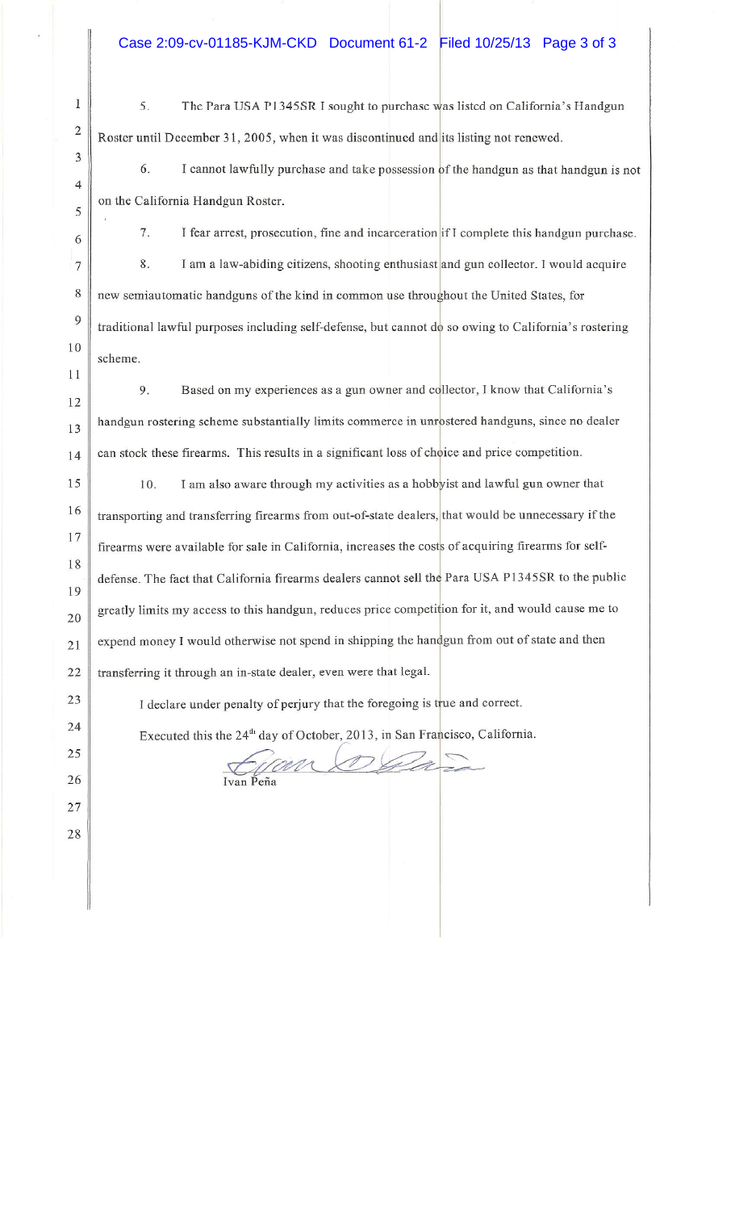5. The Para USA P1345SR I sought to purchase was listed on California's Handgun Roster until December 31, 2005, when it was discontinued and its listing not renewed.

6. I cannot lawfully purchase and take possession of the handgun as that handgun is not on the California Handgun Roster.

7. I fear arrest, prosecution, fine and incarceration if I complete this handgun purchase.

8. I am a law-abiding citizens, shooting enthusiast and gun collector. I would acquire new semiautomatic handguns of the kind in common use throughout the United States, for traditional lawful purposes including self-defense, but cannot do so owing to California's rostering scheme.

9. Based on my experiences as a gun owner and collector, I know that California's handgun rostering scheme substantially limits commerce in unrostered handguns, since no dealer can stock these firearms. This results in a significant loss of choice and price competition.

10. I am also aware through my activities as a hobbyist and lawful gun owner that transporting and transferring firearms from out-of-state dealers, that would be unnecessary if the firearms were available for sale in California, increases the costs of acquiring firearms for self-defense. The fact that California firearms dealers cannot sell the Para USA P1345SR to the public greatly limits my access to this handgun, reduces price competition for it, and would cause me to expend money I would otherwise not spend in shipping the handgun from out of state and then transferring it through an in-state dealer, even were that legal.

I declare under penalty of perjury that the foregoing is true and correct.

Executed this the 24th day of October, 2013, in San Francisco, California.

Ivan Peña